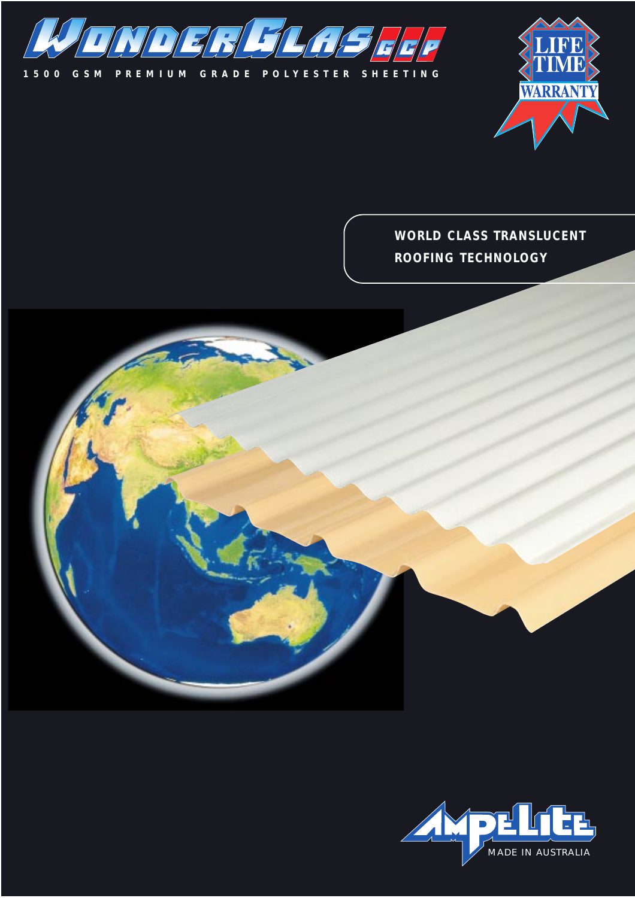# WONDERGLAS GCP

**1500 GSM PREMIUM GRADE POLYESTER SHEETING**

LIFE TIME WARRANTY

**WORLD CLASS TRANSLUCENT ROOFING TECHNOLOGY**

AMPELITE

MADE IN AUSTRALIA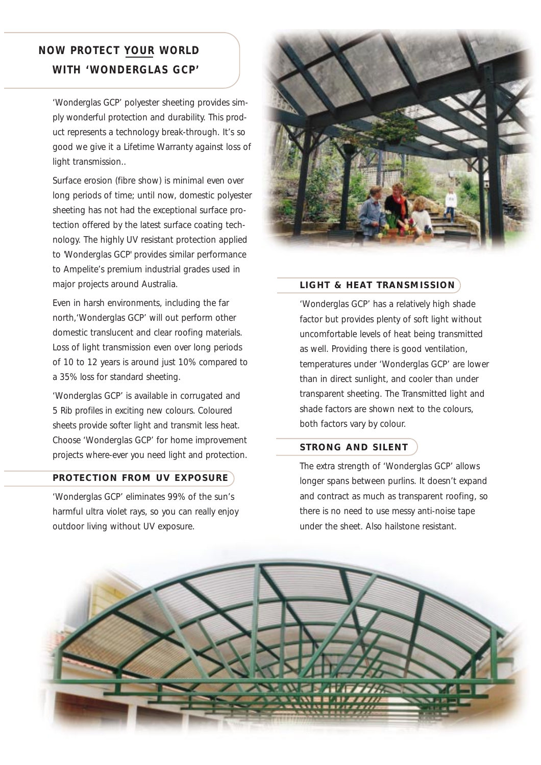## NOW PROTECT YOUR WORLD WITH 'WONDERGLAS GCP'

'Wonderglas GCP' polyester sheeting provides simply wonderful protection and durability. This product represents a technology break-through. It's so good we give it a Lifetime Warranty against loss of light transmission..

Surface erosion (fibre show) is minimal even over long periods of time; until now, domestic polyester sheeting has not had the exceptional surface protection offered by the latest surface coating technology. The highly UV resistant protection applied to 'Wonderglas GCP' provides similar performance to Ampelite's premium industrial grades used in major projects around Australia.

Even in harsh environments, including the far north,'Wonderglas GCP' will out perform other domestic translucent and clear roofing materials. Loss of light transmission even over long periods of 10 to 12 years is around just 10% compared to a 35% loss for standard sheeting.

'Wonderglas GCP' is available in corrugated and 5 Rib profiles in exciting new colours. Coloured sheets provide softer light and transmit less heat. Choose 'Wonderglas GCP' for home improvement projects where-ever you need light and protection.

### PROTECTION FROM UV EXPOSURE

'Wonderglas GCP' eliminates 99% of the sun's harmful ultra violet rays, so you can really enjoy outdoor living without UV exposure.

### LIGHT & HEAT TRANSMISSION

'Wonderglas GCP' has a relatively high shade factor but provides plenty of soft light without uncomfortable levels of heat being transmitted as well. Providing there is good ventilation, temperatures under 'Wonderglas GCP' are lower than in direct sunlight, and cooler than under transparent sheeting. The Transmitted light and shade factors are shown next to the colours, both factors vary by colour.

### STRONG AND SILENT

The extra strength of 'Wonderglas GCP' allows longer spans between purlins. It doesn't expand and contract as much as transparent roofing, so there is no need to use messy anti-noise tape under the sheet. Also hailstone resistant.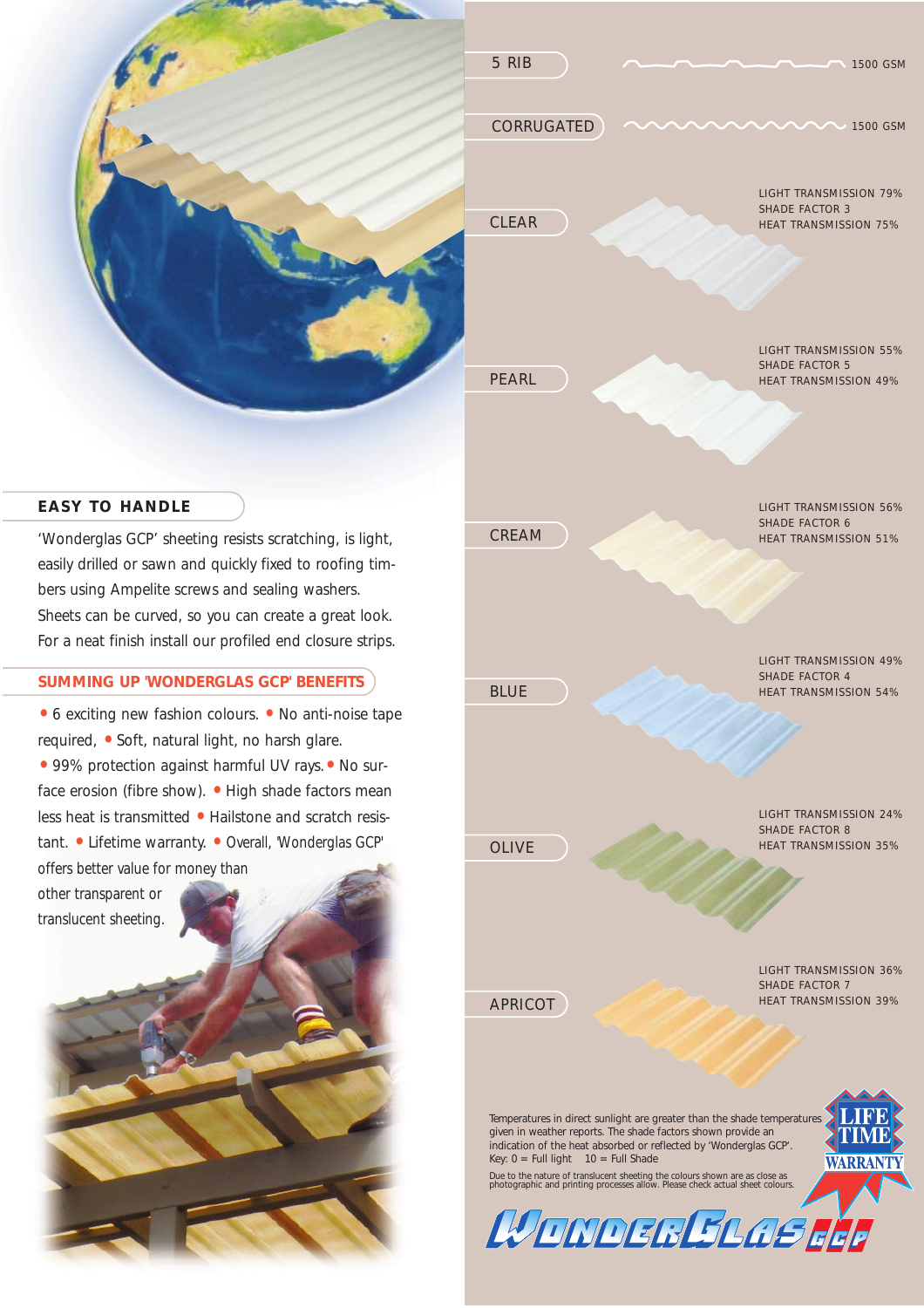## EASY TO HANDLE

'Wonderglas GCP' sheeting resists scratching, is light, easily drilled or sawn and quickly fixed to roofing timbers using Ampelite screws and sealing washers. Sheets can be curved, so you can create a great look. For a neat finish install our profiled end closure strips.

## SUMMING UP 'WONDERGLAS GCP' BENEFITS

- 6 exciting new fashion colours.
- No anti-noise tape required,
- Soft, natural light, no harsh glare.
- 99% protection against harmful UV rays.
- No surface erosion (fibre show).
- High shade factors mean less heat is transmitted
- Hailstone and scratch resistant.
- Lifetime warranty.
- Overall, 'Wonderglas GCP' offers better value for money than other transparent or translucent sheeting.

5 RIB — 1500 GSM

CORRUGATED — 1500 GSM

| Colour | Light Transmission | Shade Factor | Heat Transmission |
|---|---|---|---|
| CLEAR | 79% | 3 | 75% |
| PEARL | 55% | 5 | 49% |
| CREAM | 56% | 6 | 51% |
| BLUE | 49% | 4 | 54% |
| OLIVE | 24% | 8 | 35% |
| APRICOT | 36% | 7 | 39% |

Temperatures in direct sunlight are greater than the shade temperatures given in weather reports. The shade factors shown provide an indication of the heat absorbed or reflected by 'Wonderglas GCP'.
Key: 0 = Full light 10 = Full Shade

Due to the nature of translucent sheeting the colours shown are as close as photographic and printing processes allow. Please check actual sheet colours.

LIFE TIME WARRANTY

WONDERGLAS GCP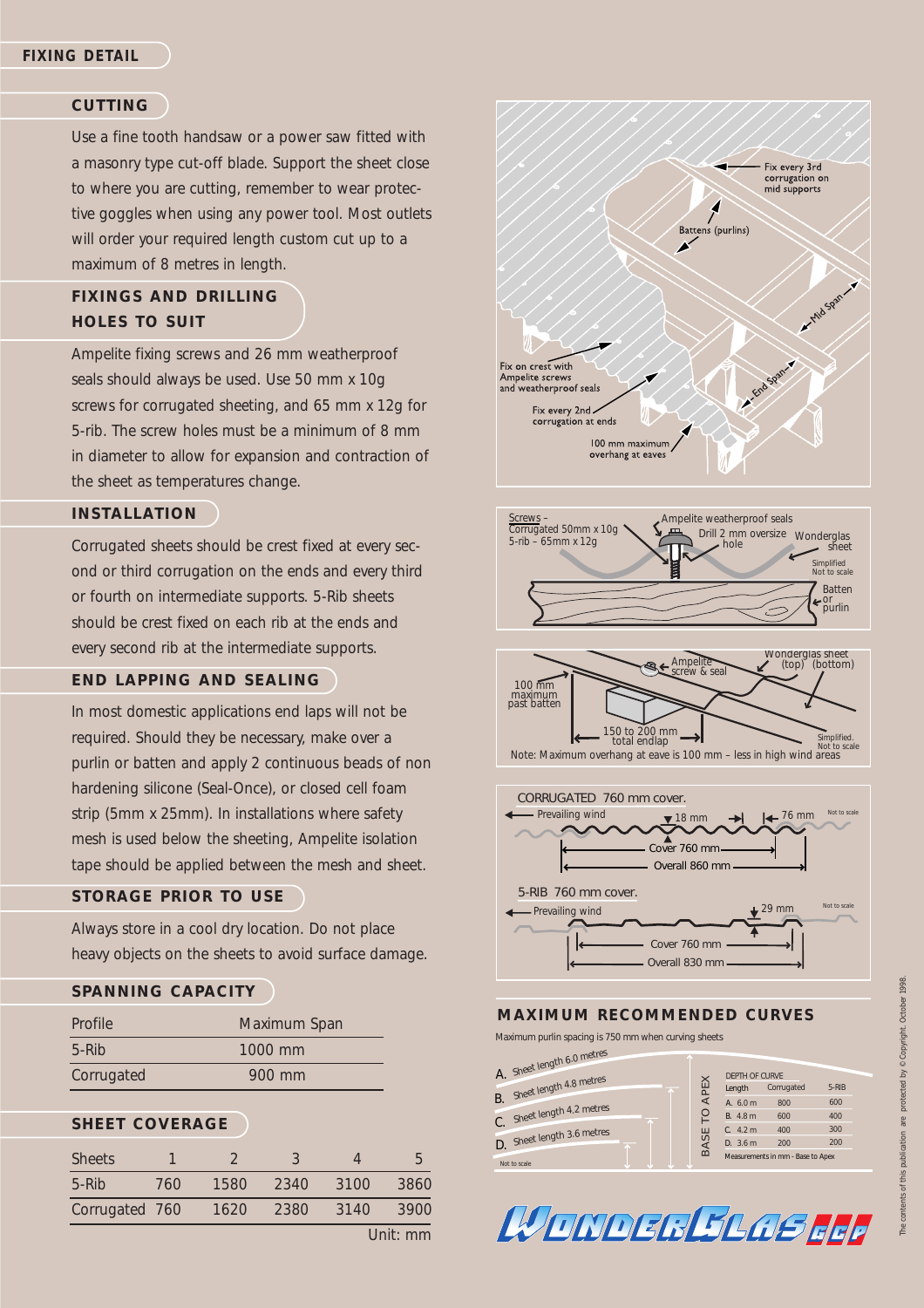## FIXING DETAIL

### CUTTING

Use a fine tooth handsaw or a power saw fitted with a masonry type cut-off blade. Support the sheet close to where you are cutting, remember to wear protective goggles when using any power tool. Most outlets will order your required length custom cut up to a maximum of 8 metres in length.

### FIXINGS AND DRILLING HOLES TO SUIT

Ampelite fixing screws and 26 mm weatherproof seals should always be used. Use 50 mm x 10g screws for corrugated sheeting, and 65 mm x 12g for 5-rib. The screw holes must be a minimum of 8 mm in diameter to allow for expansion and contraction of the sheet as temperatures change.

### INSTALLATION

Corrugated sheets should be crest fixed at every second or third corrugation on the ends and every third or fourth on intermediate supports. 5-Rib sheets should be crest fixed on each rib at the ends and every second rib at the intermediate supports.

### END LAPPING AND SEALING

In most domestic applications end laps will not be required. Should they be necessary, make over a purlin or batten and apply 2 continuous beads of non hardening silicone (Seal-Once), or closed cell foam strip (5mm x 25mm). In installations where safety mesh is used below the sheeting, Ampelite isolation tape should be applied between the mesh and sheet.

### STORAGE PRIOR TO USE

Always store in a cool dry location. Do not place heavy objects on the sheets to avoid surface damage.

### SPANNING CAPACITY

| Profile | Maximum Span |
|---|---|
| 5-Rib | 1000 mm |
| Corrugated | 900 mm |

### SHEET COVERAGE

| Sheets | 1 | 2 | 3 | 4 | 5 |
|---|---|---|---|---|---|
| 5-Rib | 760 | 1580 | 2340 | 3100 | 3860 |
| Corrugated | 760 | 1620 | 2380 | 3140 | 3900 |

Unit: mm

Fix every 3rd corrugation on mid supports

Battens (purlins)

Mid Span

End Span

Fix on crest with Ampelite screws and weatherproof seals

Fix every 2nd corrugation at ends

100 mm maximum overhang at eaves

Screws – Corrugated 50mm x 10g, 5-rib – 65mm x 12g

Ampelite weatherproof seals

Drill 2 mm oversize hole

Wonderglas sheet

Batten or purlin

Simplified. Not to scale

Ampelite screw & seal

Wonderglas sheet (top) (bottom)

100 mm maximum past batten

150 to 200 mm total endlap

Simplified. Not to scale

Note: Maximum overhang at eave is 100 mm – less in high wind areas

CORRUGATED 760 mm cover.

Prevailing wind — 18 mm — 76 mm — Cover 760 mm — Overall 860 mm — Not to scale

5-RIB 760 mm cover.

Prevailing wind — 29 mm — Cover 760 mm — Overall 830 mm — Not to scale

### MAXIMUM RECOMMENDED CURVES

Maximum purlin spacing is 750 mm when curving sheets

A. Sheet length 6.0 metres

B. Sheet length 4.8 metres

C. Sheet length 4.2 metres

D. Sheet length 3.6 metres

Not to scale

BASE TO APEX

DEPTH OF CURVE

| Length | Corrugated | 5-RIB |
|---|---|---|
| A. 6.0 m | 800 | 600 |
| B. 4.8 m | 600 | 400 |
| C. 4.2 m | 400 | 300 |
| D. 3.6 m | 200 | 200 |

Measurements in mm - Base to Apex

WONDERGLAS GCP

The contents of this publication are protected by © Copyright. October 1998.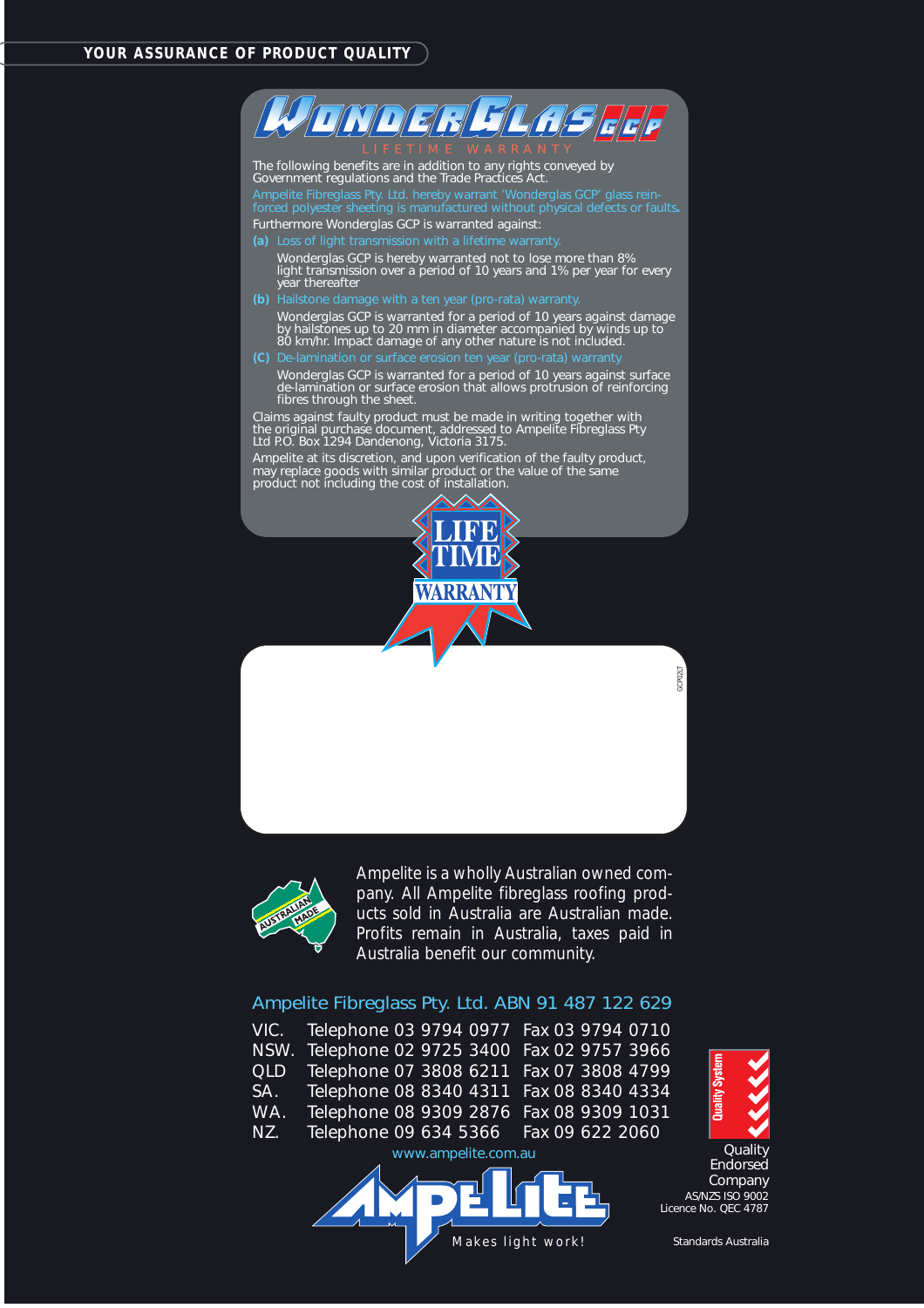YOUR ASSURANCE OF PRODUCT QUALITY

# WONDERGLAS GCP

LIFETIME WARRANTY

The following benefits are in addition to any rights conveyed by Government regulations and the Trade Practices Act.

Ampelite Fibreglass Pty. Ltd. hereby warrant 'Wonderglas GCP' glass reinforced polyester sheeting is manufactured without physical defects or faults.

Furthermore Wonderglas GCP is warranted against:

**(a)** Loss of light transmission with a lifetime warranty.

Wonderglas GCP is hereby warranted not to lose more than 8% light transmission over a period of 10 years and 1% per year for every year thereafter

**(b)** Hailstone damage with a ten year (pro-rata) warranty.

Wonderglas GCP is warranted for a period of 10 years against damage by hailstones up to 20 mm in diameter accompanied by winds up to 80 km/hr. Impact damage of any other nature is not included.

**(C)** De-lamination or surface erosion ten year (pro-rata) warranty

Wonderglas GCP is warranted for a period of 10 years against surface de-lamination or surface erosion that allows protrusion of reinforcing fibres through the sheet.

Claims against faulty product must be made in writing together with the original purchase document, addressed to Ampelite Fibreglass Pty Ltd P.O. Box 1294 Dandenong, Victoria 3175.

Ampelite at its discretion, and upon verification of the faulty product, may replace goods with similar product or the value of the same product not including the cost of installation.

LIFE TIME WARRANTY

GCP02LT

AUSTRALIAN MADE

Ampelite is a wholly Australian owned company. All Ampelite fibreglass roofing products sold in Australia are Australian made. Profits remain in Australia, taxes paid in Australia benefit our community.

## Ampelite Fibreglass Pty. Ltd. ABN 91 487 122 629

| | | |
|---|---|---|
| VIC. | Telephone 03 9794 0977 | Fax 03 9794 0710 |
| NSW. | Telephone 02 9725 3400 | Fax 02 9757 3966 |
| QLD | Telephone 07 3808 6211 | Fax 07 3808 4799 |
| SA. | Telephone 08 8340 4311 | Fax 08 8340 4334 |
| WA. | Telephone 08 9309 2876 | Fax 08 9309 1031 |
| NZ. | Telephone 09 634 5366 | Fax 09 622 2060 |

www.ampelite.com.au

AMPELITE

Makes light work!

Quality System

Quality Endorsed Company

AS/NZS ISO 9002
Licence No. QEC 4787

Standards Australia